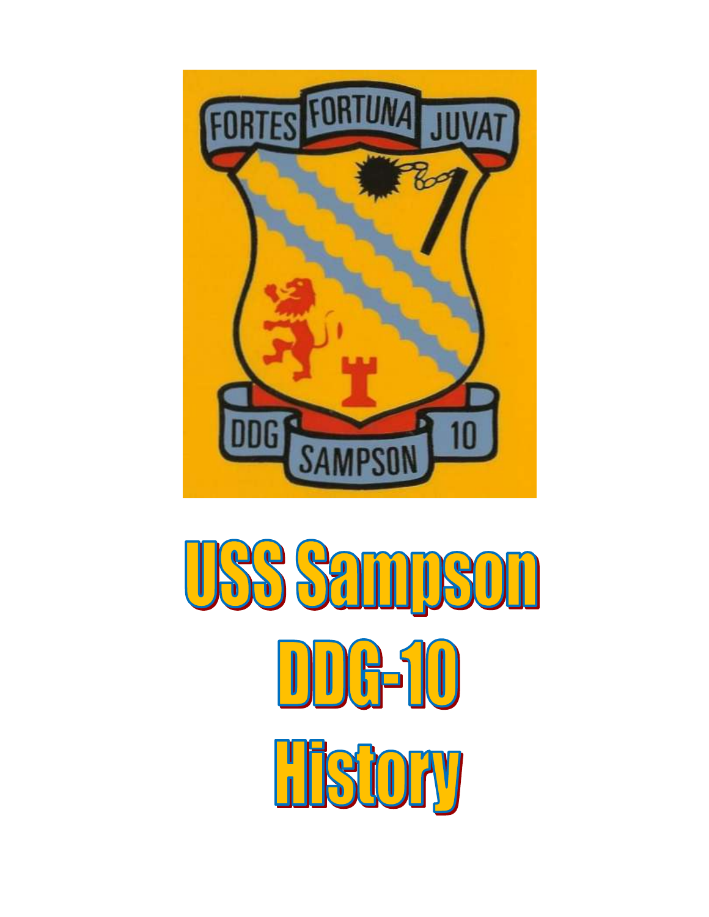FORTES FORTUNA JUVAT

DDG SAMPSON 10

# USS Sampson DDG-10 History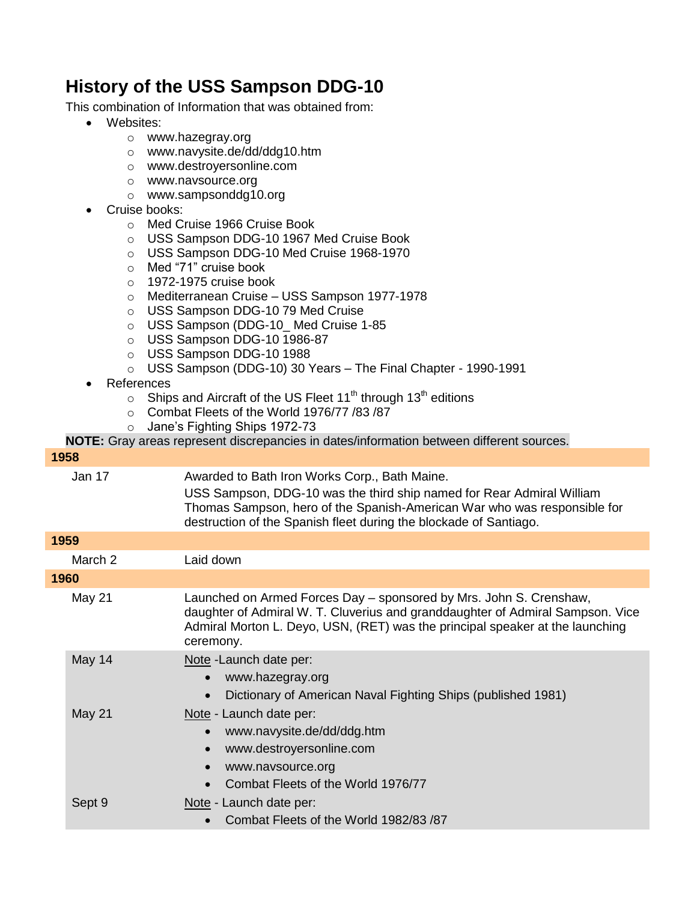# History of the USS Sampson DDG-10

This combination of Information that was obtained from:

- Websites:
  - www.hazegray.org
  - www.navysite.de/dd/ddg10.htm
  - www.destroyersonline.com
  - www.navsource.org
  - www.sampsonddg10.org
- Cruise books:
  - Med Cruise 1966 Cruise Book
  - USS Sampson DDG-10 1967 Med Cruise Book
  - USS Sampson DDG-10 Med Cruise 1968-1970
  - Med "71" cruise book
  - 1972-1975 cruise book
  - Mediterranean Cruise – USS Sampson 1977-1978
  - USS Sampson DDG-10 79 Med Cruise
  - USS Sampson (DDG-10_ Med Cruise 1-85
  - USS Sampson DDG-10 1986-87
  - USS Sampson DDG-10 1988
  - USS Sampson (DDG-10) 30 Years – The Final Chapter - 1990-1991
- References
  - Ships and Aircraft of the US Fleet 11th through 13th editions
  - Combat Fleets of the World 1976/77 /83 /87
  - Jane's Fighting Ships 1972-73

**NOTE:** Gray areas represent discrepancies in dates/information between different sources.

| **1958** | |
|---|---|
| Jan 17 | Awarded to Bath Iron Works Corp., Bath Maine.<br>USS Sampson, DDG-10 was the third ship named for Rear Admiral William Thomas Sampson, hero of the Spanish-American War who was responsible for destruction of the Spanish fleet during the blockade of Santiago. |
| **1959** | |
| March 2 | Laid down |
| **1960** | |
| May 21 | Launched on Armed Forces Day – sponsored by Mrs. John S. Crenshaw, daughter of Admiral W. T. Cluverius and granddaughter of Admiral Sampson. Vice Admiral Morton L. Deyo, USN, (RET) was the principal speaker at the launching ceremony. |
| May 14 | Note -Launch date per:<br>• www.hazegray.org<br>• Dictionary of American Naval Fighting Ships (published 1981) |
| May 21 | Note - Launch date per:<br>• www.navysite.de/dd/ddg.htm<br>• www.destroyersonline.com<br>• www.navsource.org<br>• Combat Fleets of the World 1976/77 |
| Sept 9 | Note - Launch date per:<br>• Combat Fleets of the World 1982/83 /87 |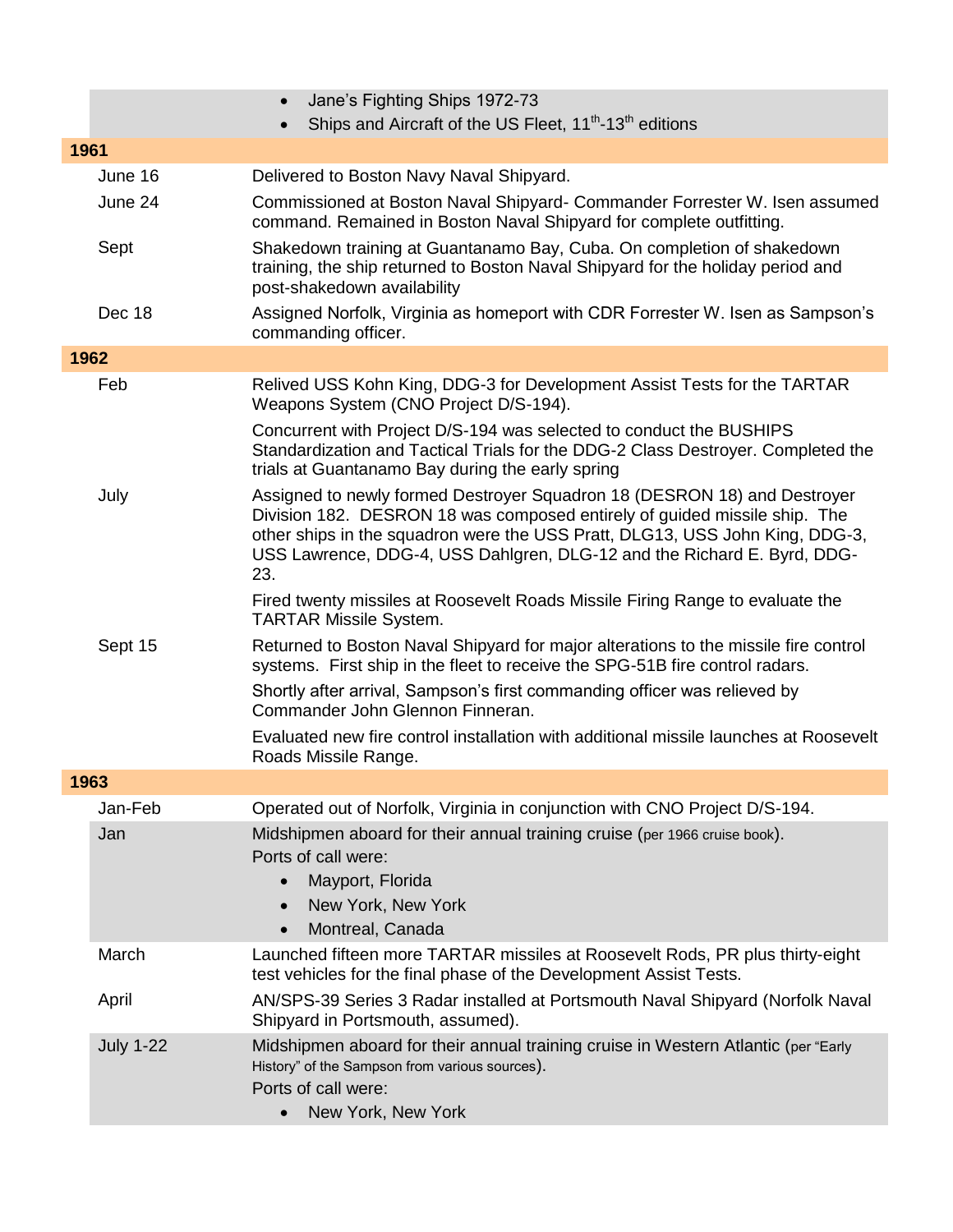- Jane's Fighting Ships 1972-73
- Ships and Aircraft of the US Fleet, 11th-13th editions

| | |
|---|---|
| **1961** | |
| June 16 | Delivered to Boston Navy Naval Shipyard. |
| June 24 | Commissioned at Boston Naval Shipyard- Commander Forrester W. Isen assumed command. Remained in Boston Naval Shipyard for complete outfitting. |
| Sept | Shakedown training at Guantanamo Bay, Cuba. On completion of shakedown training, the ship returned to Boston Naval Shipyard for the holiday period and post-shakedown availability |
| Dec 18 | Assigned Norfolk, Virginia as homeport with CDR Forrester W. Isen as Sampson's commanding officer. |
| **1962** | |
| Feb | Relived USS Kohn King, DDG-3 for Development Assist Tests for the TARTAR Weapons System (CNO Project D/S-194). |
| | Concurrent with Project D/S-194 was selected to conduct the BUSHIPS Standardization and Tactical Trials for the DDG-2 Class Destroyer. Completed the trials at Guantanamo Bay during the early spring |
| July | Assigned to newly formed Destroyer Squadron 18 (DESRON 18) and Destroyer Division 182. DESRON 18 was composed entirely of guided missile ship. The other ships in the squadron were the USS Pratt, DLG13, USS John King, DDG-3, USS Lawrence, DDG-4, USS Dahlgren, DLG-12 and the Richard E. Byrd, DDG-23. |
| | Fired twenty missiles at Roosevelt Roads Missile Firing Range to evaluate the TARTAR Missile System. |
| Sept 15 | Returned to Boston Naval Shipyard for major alterations to the missile fire control systems. First ship in the fleet to receive the SPG-51B fire control radars. |
| | Shortly after arrival, Sampson's first commanding officer was relieved by Commander John Glennon Finneran. |
| | Evaluated new fire control installation with additional missile launches at Roosevelt Roads Missile Range. |
| **1963** | |
| Jan-Feb | Operated out of Norfolk, Virginia in conjunction with CNO Project D/S-194. |
| Jan | Midshipmen aboard for their annual training cruise (per 1966 cruise book). Ports of call were: <br>• Mayport, Florida <br>• New York, New York <br>• Montreal, Canada |
| March | Launched fifteen more TARTAR missiles at Roosevelt Rods, PR plus thirty-eight test vehicles for the final phase of the Development Assist Tests. |
| April | AN/SPS-39 Series 3 Radar installed at Portsmouth Naval Shipyard (Norfolk Naval Shipyard in Portsmouth, assumed). |
| July 1-22 | Midshipmen aboard for their annual training cruise in Western Atlantic (per "Early History" of the Sampson from various sources). Ports of call were: <br>• New York, New York |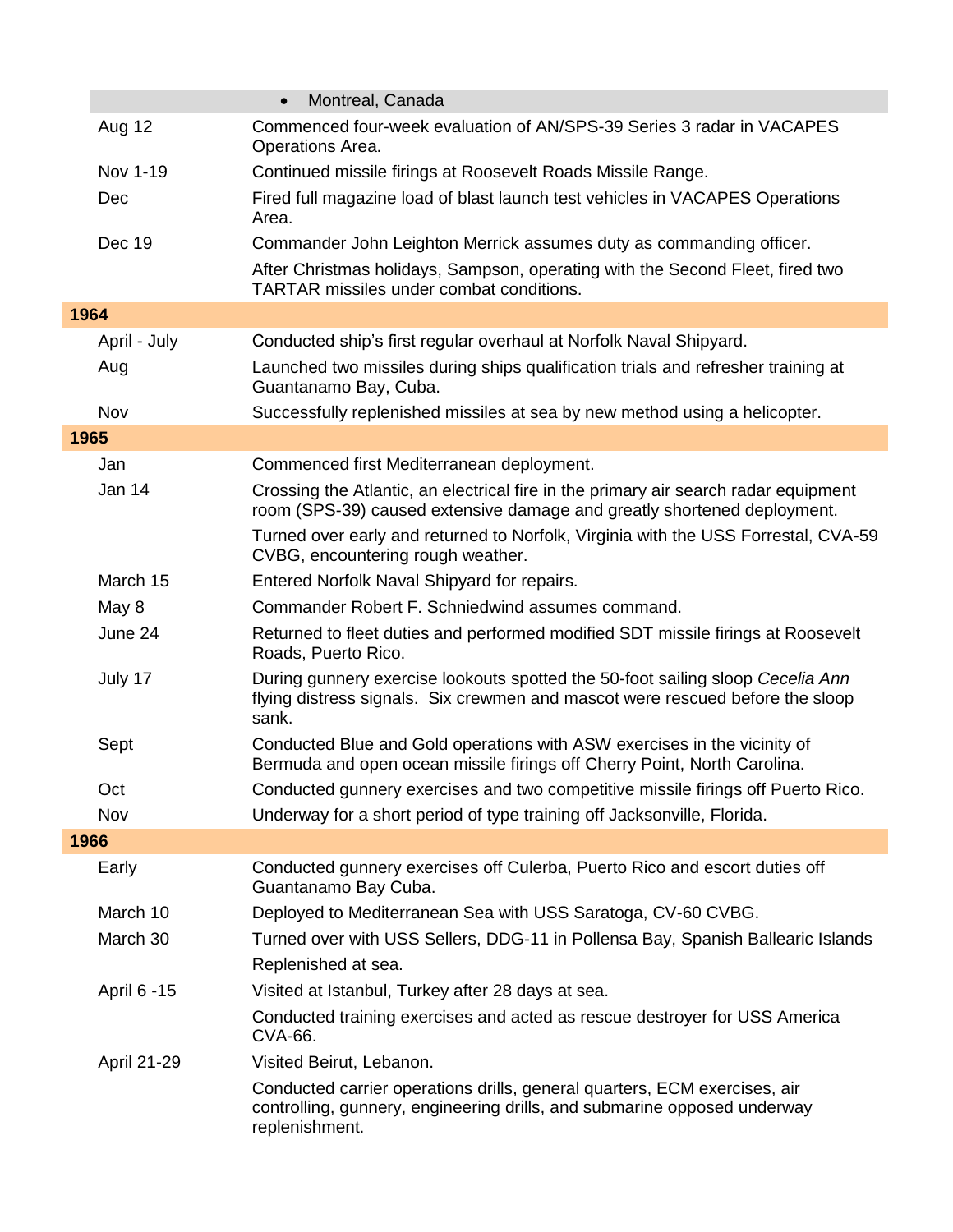| | |
|---|---|
| | • Montreal, Canada |
| Aug 12 | Commenced four-week evaluation of AN/SPS-39 Series 3 radar in VACAPES Operations Area. |
| Nov 1-19 | Continued missile firings at Roosevelt Roads Missile Range. |
| Dec | Fired full magazine load of blast launch test vehicles in VACAPES Operations Area. |
| Dec 19 | Commander John Leighton Merrick assumes duty as commanding officer. |
| | After Christmas holidays, Sampson, operating with the Second Fleet, fired two TARTAR missiles under combat conditions. |
| **1964** | |
| April - July | Conducted ship's first regular overhaul at Norfolk Naval Shipyard. |
| Aug | Launched two missiles during ships qualification trials and refresher training at Guantanamo Bay, Cuba. |
| Nov | Successfully replenished missiles at sea by new method using a helicopter. |
| **1965** | |
| Jan | Commenced first Mediterranean deployment. |
| Jan 14 | Crossing the Atlantic, an electrical fire in the primary air search radar equipment room (SPS-39) caused extensive damage and greatly shortened deployment. |
| | Turned over early and returned to Norfolk, Virginia with the USS Forrestal, CVA-59 CVBG, encountering rough weather. |
| March 15 | Entered Norfolk Naval Shipyard for repairs. |
| May 8 | Commander Robert F. Schniedwind assumes command. |
| June 24 | Returned to fleet duties and performed modified SDT missile firings at Roosevelt Roads, Puerto Rico. |
| July 17 | During gunnery exercise lookouts spotted the 50-foot sailing sloop *Cecelia Ann* flying distress signals. Six crewmen and mascot were rescued before the sloop sank. |
| Sept | Conducted Blue and Gold operations with ASW exercises in the vicinity of Bermuda and open ocean missile firings off Cherry Point, North Carolina. |
| Oct | Conducted gunnery exercises and two competitive missile firings off Puerto Rico. |
| Nov | Underway for a short period of type training off Jacksonville, Florida. |
| **1966** | |
| Early | Conducted gunnery exercises off Culerba, Puerto Rico and escort duties off Guantanamo Bay Cuba. |
| March 10 | Deployed to Mediterranean Sea with USS Saratoga, CV-60 CVBG. |
| March 30 | Turned over with USS Sellers, DDG-11 in Pollensa Bay, Spanish Ballearic Islands |
| | Replenished at sea. |
| April 6 -15 | Visited at Istanbul, Turkey after 28 days at sea. |
| | Conducted training exercises and acted as rescue destroyer for USS America CVA-66. |
| April 21-29 | Visited Beirut, Lebanon. |
| | Conducted carrier operations drills, general quarters, ECM exercises, air controlling, gunnery, engineering drills, and submarine opposed underway replenishment. |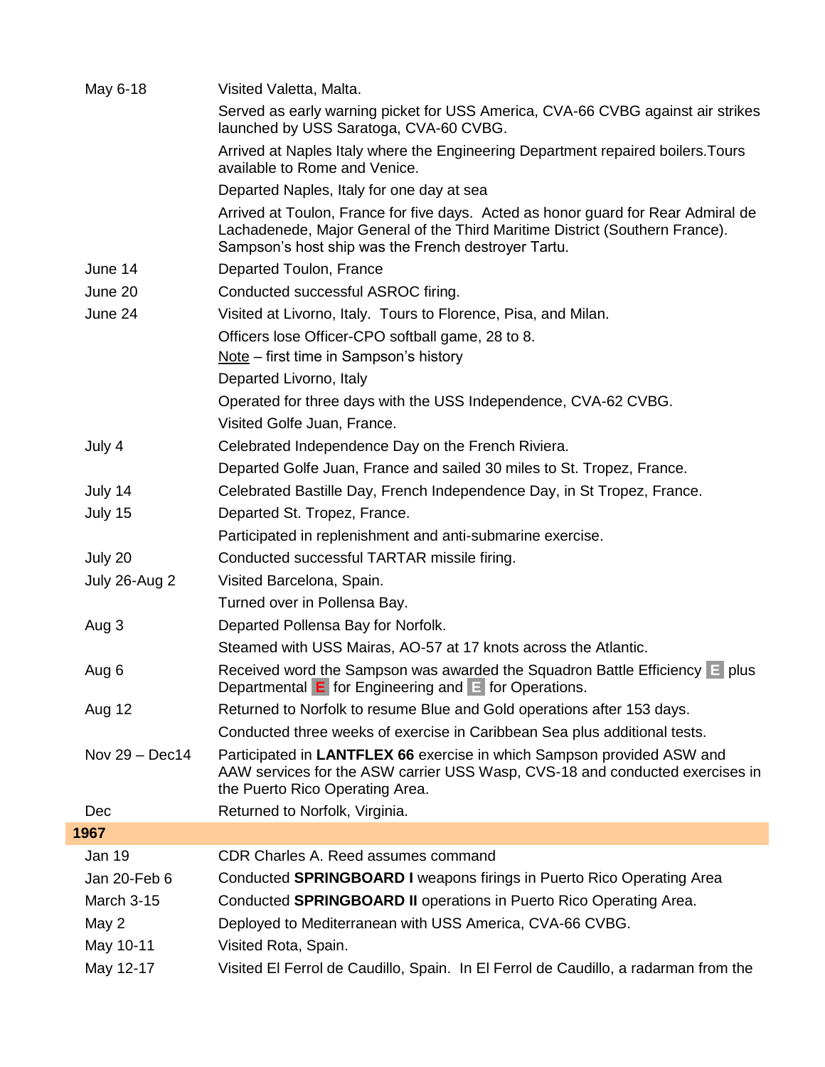| | |
|---|---|
| May 6-18 | Visited Valetta, Malta. |
| | Served as early warning picket for USS America, CVA-66 CVBG against air strikes launched by USS Saratoga, CVA-60 CVBG. |
| | Arrived at Naples Italy where the Engineering Department repaired boilers.Tours available to Rome and Venice. |
| | Departed Naples, Italy for one day at sea |
| | Arrived at Toulon, France for five days. Acted as honor guard for Rear Admiral de Lachadenede, Major General of the Third Maritime District (Southern France). Sampson's host ship was the French destroyer Tartu. |
| June 14 | Departed Toulon, France |
| June 20 | Conducted successful ASROC firing. |
| June 24 | Visited at Livorno, Italy. Tours to Florence, Pisa, and Milan. |
| | Officers lose Officer-CPO softball game, 28 to 8. <br> Note – first time in Sampson's history |
| | Departed Livorno, Italy |
| | Operated for three days with the USS Independence, CVA-62 CVBG. |
| | Visited Golfe Juan, France. |
| July 4 | Celebrated Independence Day on the French Riviera. |
| | Departed Golfe Juan, France and sailed 30 miles to St. Tropez, France. |
| July 14 | Celebrated Bastille Day, French Independence Day, in St Tropez, France. |
| July 15 | Departed St. Tropez, France. |
| | Participated in replenishment and anti-submarine exercise. |
| July 20 | Conducted successful TARTAR missile firing. |
| July 26-Aug 2 | Visited Barcelona, Spain. |
| | Turned over in Pollensa Bay. |
| Aug 3 | Departed Pollensa Bay for Norfolk. |
| | Steamed with USS Mairas, AO-57 at 17 knots across the Atlantic. |
| Aug 6 | Received word the Sampson was awarded the Squadron Battle Efficiency E plus Departmental E for Engineering and E for Operations. |
| Aug 12 | Returned to Norfolk to resume Blue and Gold operations after 153 days. |
| | Conducted three weeks of exercise in Caribbean Sea plus additional tests. |
| Nov 29 – Dec14 | Participated in **LANTFLEX 66** exercise in which Sampson provided ASW and AAW services for the ASW carrier USS Wasp, CVS-18 and conducted exercises in the Puerto Rico Operating Area. |
| Dec | Returned to Norfolk, Virginia. |
| **1967** | |
| Jan 19 | CDR Charles A. Reed assumes command |
| Jan 20-Feb 6 | Conducted **SPRINGBOARD I** weapons firings in Puerto Rico Operating Area |
| March 3-15 | Conducted **SPRINGBOARD II** operations in Puerto Rico Operating Area. |
| May 2 | Deployed to Mediterranean with USS America, CVA-66 CVBG. |
| May 10-11 | Visited Rota, Spain. |
| May 12-17 | Visited El Ferrol de Caudillo, Spain. In El Ferrol de Caudillo, a radarman from the |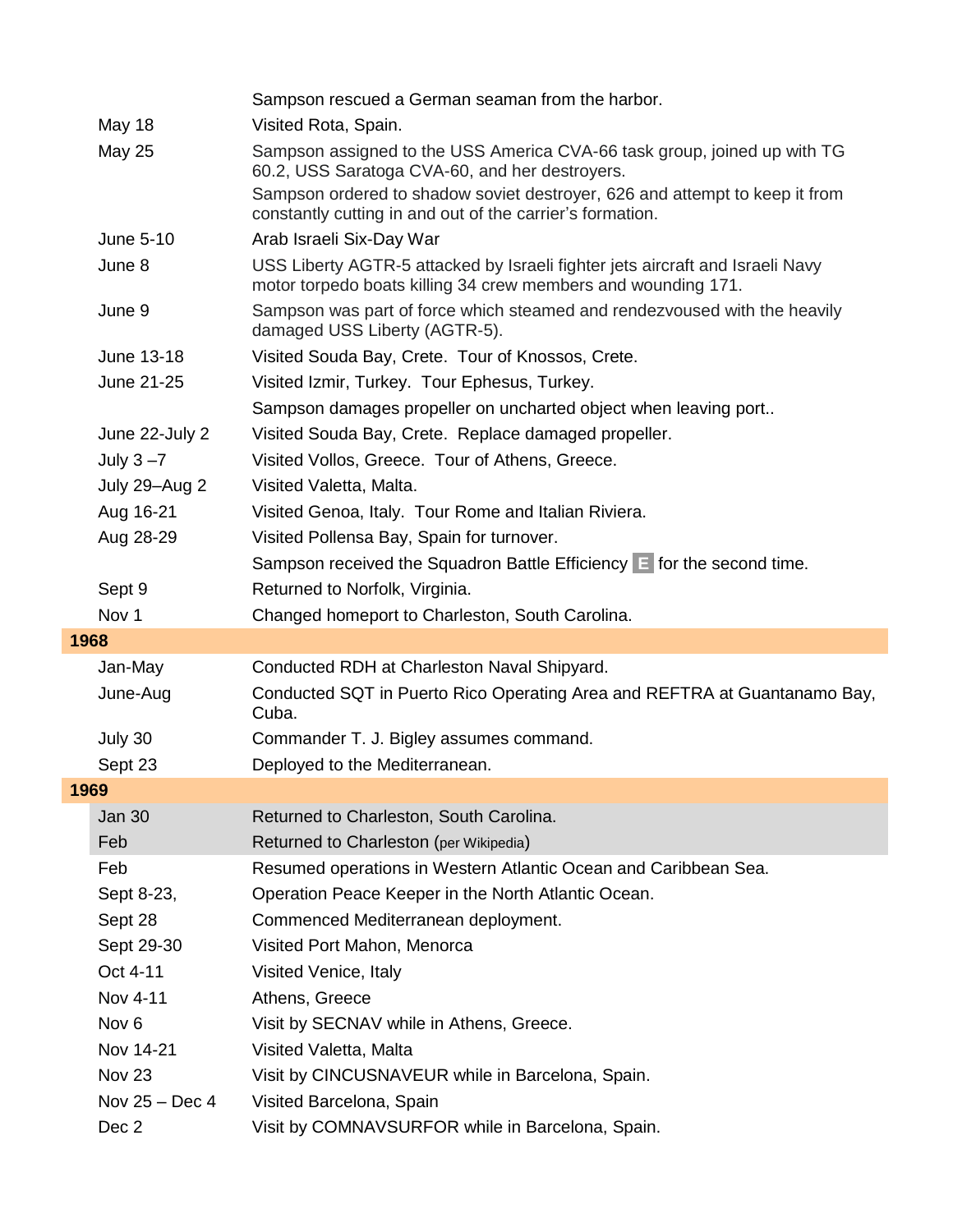| | |
|---|---|
| | Sampson rescued a German seaman from the harbor. |
| May 18 | Visited Rota, Spain. |
| May 25 | Sampson assigned to the USS America CVA-66 task group, joined up with TG 60.2, USS Saratoga CVA-60, and her destroyers. |
| | Sampson ordered to shadow soviet destroyer, 626 and attempt to keep it from constantly cutting in and out of the carrier's formation. |
| June 5-10 | Arab Israeli Six-Day War |
| June 8 | USS Liberty AGTR-5 attacked by Israeli fighter jets aircraft and Israeli Navy motor torpedo boats killing 34 crew members and wounding 171. |
| June 9 | Sampson was part of force which steamed and rendezvoused with the heavily damaged USS Liberty (AGTR-5). |
| June 13-18 | Visited Souda Bay, Crete. Tour of Knossos, Crete. |
| June 21-25 | Visited Izmir, Turkey. Tour Ephesus, Turkey. |
| | Sampson damages propeller on uncharted object when leaving port.. |
| June 22-July 2 | Visited Souda Bay, Crete. Replace damaged propeller. |
| July 3 –7 | Visited Vollos, Greece. Tour of Athens, Greece. |
| July 29–Aug 2 | Visited Valetta, Malta. |
| Aug 16-21 | Visited Genoa, Italy. Tour Rome and Italian Riviera. |
| Aug 28-29 | Visited Pollensa Bay, Spain for turnover. |
| | Sampson received the Squadron Battle Efficiency **E** for the second time. |
| Sept 9 | Returned to Norfolk, Virginia. |
| Nov 1 | Changed homeport to Charleston, South Carolina. |
| **1968** | |
| Jan-May | Conducted RDH at Charleston Naval Shipyard. |
| June-Aug | Conducted SQT in Puerto Rico Operating Area and REFTRA at Guantanamo Bay, Cuba. |
| July 30 | Commander T. J. Bigley assumes command. |
| Sept 23 | Deployed to the Mediterranean. |
| **1969** | |
| Jan 30 | Returned to Charleston, South Carolina. |
| Feb | Returned to Charleston (per Wikipedia) |
| Feb | Resumed operations in Western Atlantic Ocean and Caribbean Sea. |
| Sept 8-23, | Operation Peace Keeper in the North Atlantic Ocean. |
| Sept 28 | Commenced Mediterranean deployment. |
| Sept 29-30 | Visited Port Mahon, Menorca |
| Oct 4-11 | Visited Venice, Italy |
| Nov 4-11 | Athens, Greece |
| Nov 6 | Visit by SECNAV while in Athens, Greece. |
| Nov 14-21 | Visited Valetta, Malta |
| Nov 23 | Visit by CINCUSNAVEUR while in Barcelona, Spain. |
| Nov 25 – Dec 4 | Visited Barcelona, Spain |
| Dec 2 | Visit by COMNAVSURFOR while in Barcelona, Spain. |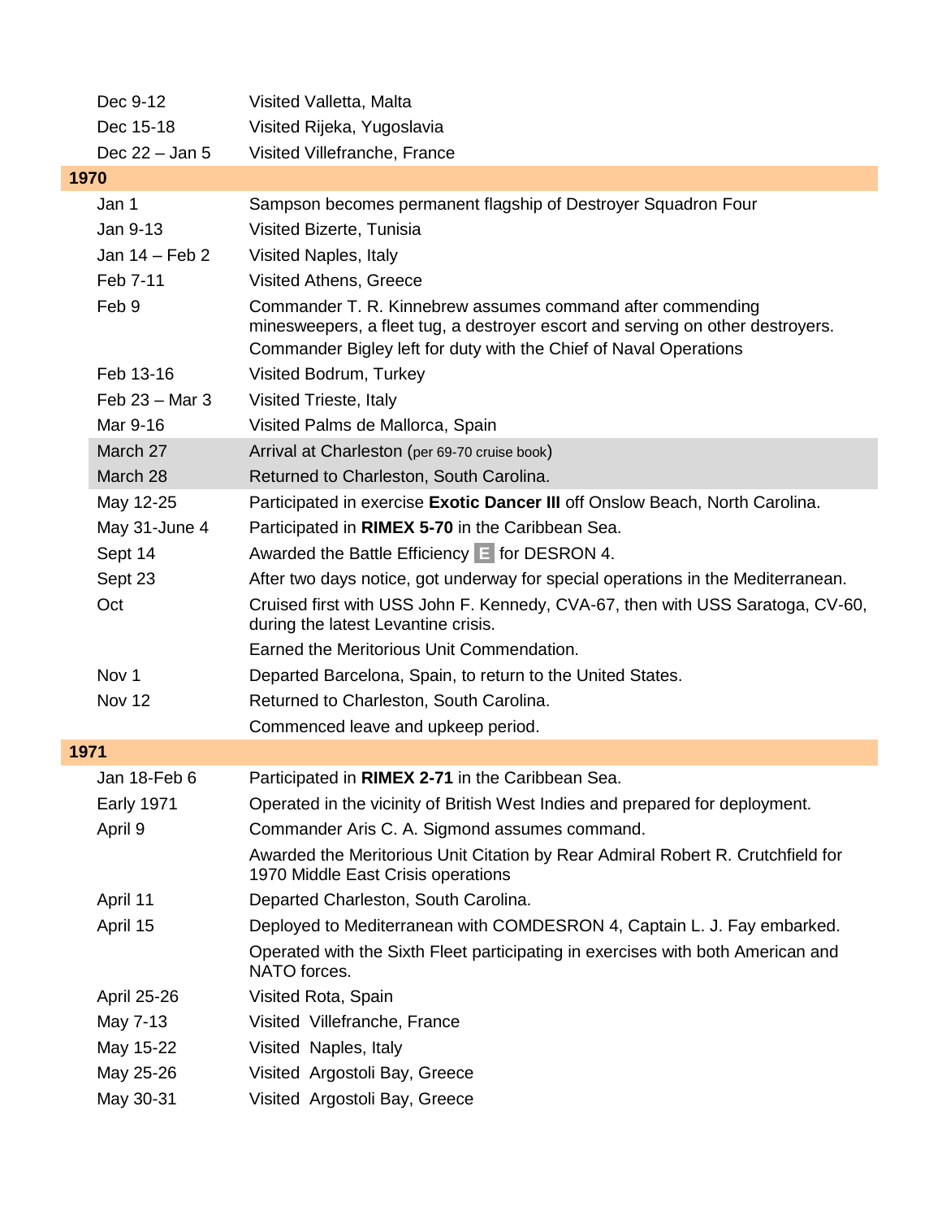| | |
|---|---|
| Dec 9-12 | Visited Valletta, Malta |
| Dec 15-18 | Visited Rijeka, Yugoslavia |
| Dec 22 – Jan 5 | Visited Villefranche, France |
| **1970** | |
| Jan 1 | Sampson becomes permanent flagship of Destroyer Squadron Four |
| Jan 9-13 | Visited Bizerte, Tunisia |
| Jan 14 – Feb 2 | Visited Naples, Italy |
| Feb 7-11 | Visited Athens, Greece |
| Feb 9 | Commander T. R. Kinnebrew assumes command after commending minesweepers, a fleet tug, a destroyer escort and serving on other destroyers. Commander Bigley left for duty with the Chief of Naval Operations |
| Feb 13-16 | Visited Bodrum, Turkey |
| Feb 23 – Mar 3 | Visited Trieste, Italy |
| Mar 9-16 | Visited Palms de Mallorca, Spain |
| March 27 | Arrival at Charleston (per 69-70 cruise book) |
| March 28 | Returned to Charleston, South Carolina. |
| May 12-25 | Participated in exercise **Exotic Dancer III** off Onslow Beach, North Carolina. |
| May 31-June 4 | Participated in **RIMEX 5-70** in the Caribbean Sea. |
| Sept 14 | Awarded the Battle Efficiency E for DESRON 4. |
| Sept 23 | After two days notice, got underway for special operations in the Mediterranean. |
| Oct | Cruised first with USS John F. Kennedy, CVA-67, then with USS Saratoga, CV-60, during the latest Levantine crisis. |
| | Earned the Meritorious Unit Commendation. |
| Nov 1 | Departed Barcelona, Spain, to return to the United States. |
| Nov 12 | Returned to Charleston, South Carolina. |
| | Commenced leave and upkeep period. |
| **1971** | |
| Jan 18-Feb 6 | Participated in **RIMEX 2-71** in the Caribbean Sea. |
| Early 1971 | Operated in the vicinity of British West Indies and prepared for deployment. |
| April 9 | Commander Aris C. A. Sigmond assumes command. |
| | Awarded the Meritorious Unit Citation by Rear Admiral Robert R. Crutchfield for 1970 Middle East Crisis operations |
| April 11 | Departed Charleston, South Carolina. |
| April 15 | Deployed to Mediterranean with COMDESRON 4, Captain L. J. Fay embarked. |
| | Operated with the Sixth Fleet participating in exercises with both American and NATO forces. |
| April 25-26 | Visited Rota, Spain |
| May 7-13 | Visited Villefranche, France |
| May 15-22 | Visited Naples, Italy |
| May 25-26 | Visited Argostoli Bay, Greece |
| May 30-31 | Visited Argostoli Bay, Greece |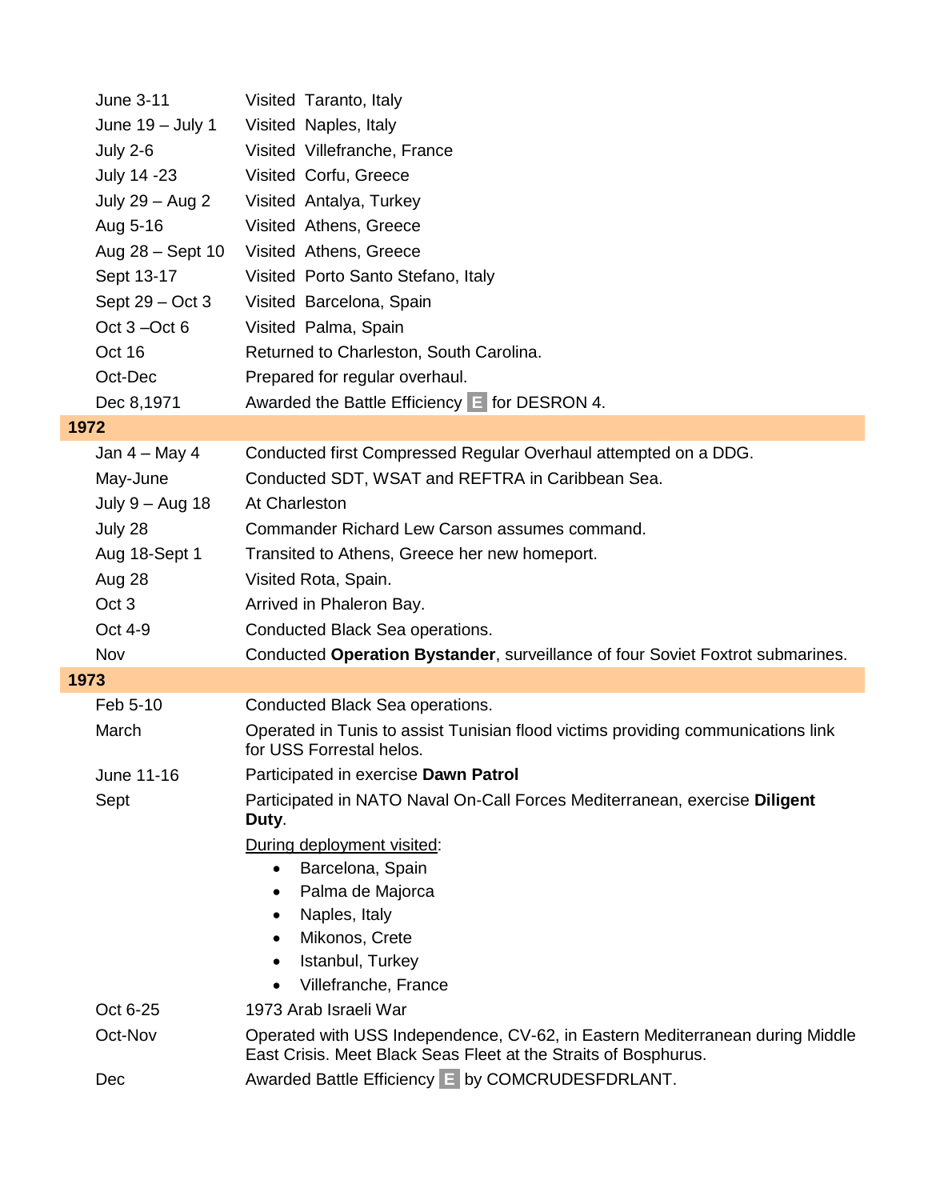| | |
|---|---|
| June 3-11 | Visited Taranto, Italy |
| June 19 – July 1 | Visited Naples, Italy |
| July 2-6 | Visited Villefranche, France |
| July 14 -23 | Visited Corfu, Greece |
| July 29 – Aug 2 | Visited Antalya, Turkey |
| Aug 5-16 | Visited Athens, Greece |
| Aug 28 – Sept 10 | Visited Athens, Greece |
| Sept 13-17 | Visited Porto Santo Stefano, Italy |
| Sept 29 – Oct 3 | Visited Barcelona, Spain |
| Oct 3 –Oct 6 | Visited Palma, Spain |
| Oct 16 | Returned to Charleston, South Carolina. |
| Oct-Dec | Prepared for regular overhaul. |
| Dec 8,1971 | Awarded the Battle Efficiency E for DESRON 4. |
| **1972** | |
| Jan 4 – May 4 | Conducted first Compressed Regular Overhaul attempted on a DDG. |
| May-June | Conducted SDT, WSAT and REFTRA in Caribbean Sea. |
| July 9 – Aug 18 | At Charleston |
| July 28 | Commander Richard Lew Carson assumes command. |
| Aug 18-Sept 1 | Transited to Athens, Greece her new homeport. |
| Aug 28 | Visited Rota, Spain. |
| Oct 3 | Arrived in Phaleron Bay. |
| Oct 4-9 | Conducted Black Sea operations. |
| Nov | Conducted **Operation Bystander**, surveillance of four Soviet Foxtrot submarines. |
| **1973** | |
| Feb 5-10 | Conducted Black Sea operations. |
| March | Operated in Tunis to assist Tunisian flood victims providing communications link for USS Forrestal helos. |
| June 11-16 | Participated in exercise **Dawn Patrol** |
| Sept | Participated in NATO Naval On-Call Forces Mediterranean, exercise **Diligent Duty**. |
| | During deployment visited: <br>• Barcelona, Spain <br>• Palma de Majorca <br>• Naples, Italy <br>• Mikonos, Crete <br>• Istanbul, Turkey <br>• Villefranche, France |
| Oct 6-25 | 1973 Arab Israeli War |
| Oct-Nov | Operated with USS Independence, CV-62, in Eastern Mediterranean during Middle East Crisis. Meet Black Seas Fleet at the Straits of Bosphurus. |
| Dec | Awarded Battle Efficiency E by COMCRUDESFDRLANT. |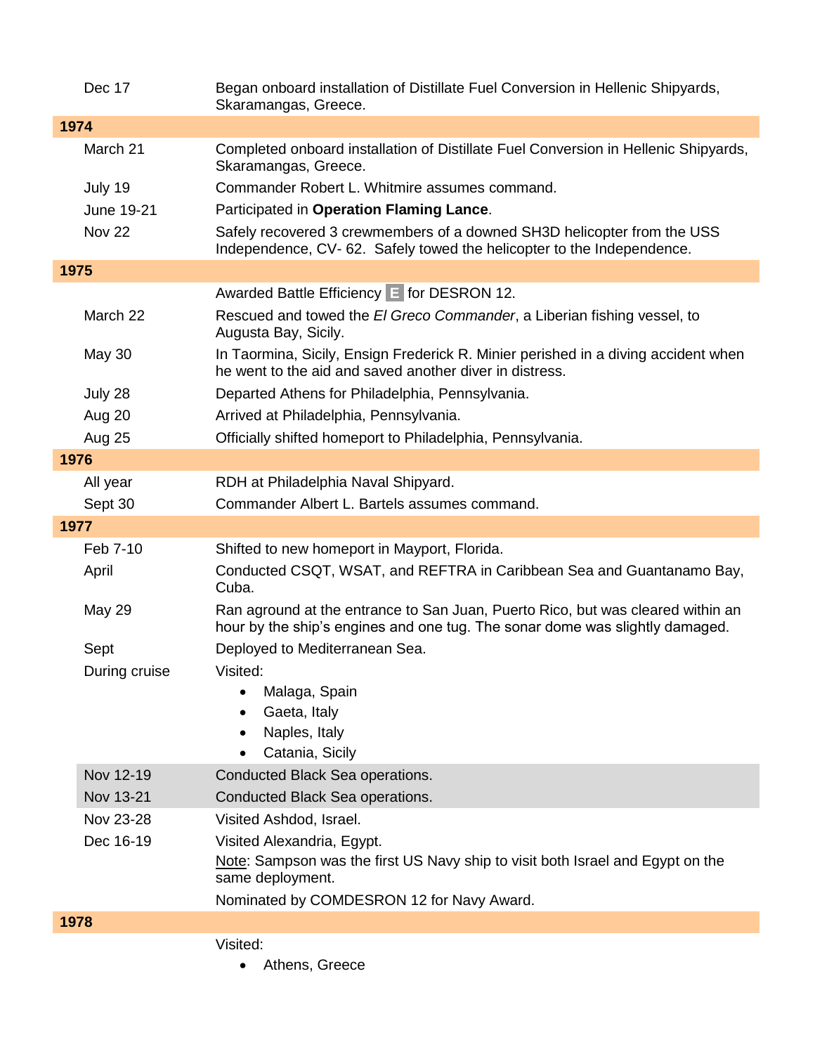| | |
|---|---|
| Dec 17 | Began onboard installation of Distillate Fuel Conversion in Hellenic Shipyards, Skaramangas, Greece. |
| **1974** | |
| March 21 | Completed onboard installation of Distillate Fuel Conversion in Hellenic Shipyards, Skaramangas, Greece. |
| July 19 | Commander Robert L. Whitmire assumes command. |
| June 19-21 | Participated in **Operation Flaming Lance**. |
| Nov 22 | Safely recovered 3 crewmembers of a downed SH3D helicopter from the USS Independence, CV- 62. Safely towed the helicopter to the Independence. |
| **1975** | |
| | Awarded Battle Efficiency E for DESRON 12. |
| March 22 | Rescued and towed the *El Greco Commander*, a Liberian fishing vessel, to Augusta Bay, Sicily. |
| May 30 | In Taormina, Sicily, Ensign Frederick R. Minier perished in a diving accident when he went to the aid and saved another diver in distress. |
| July 28 | Departed Athens for Philadelphia, Pennsylvania. |
| Aug 20 | Arrived at Philadelphia, Pennsylvania. |
| Aug 25 | Officially shifted homeport to Philadelphia, Pennsylvania. |
| **1976** | |
| All year | RDH at Philadelphia Naval Shipyard. |
| Sept 30 | Commander Albert L. Bartels assumes command. |
| **1977** | |
| Feb 7-10 | Shifted to new homeport in Mayport, Florida. |
| April | Conducted CSQT, WSAT, and REFTRA in Caribbean Sea and Guantanamo Bay, Cuba. |
| May 29 | Ran aground at the entrance to San Juan, Puerto Rico, but was cleared within an hour by the ship's engines and one tug. The sonar dome was slightly damaged. |
| Sept | Deployed to Mediterranean Sea. |
| During cruise | Visited:<br>• Malaga, Spain<br>• Gaeta, Italy<br>• Naples, Italy<br>• Catania, Sicily |
| Nov 12-19 | Conducted Black Sea operations. |
| Nov 13-21 | Conducted Black Sea operations. |
| Nov 23-28 | Visited Ashdod, Israel. |
| Dec 16-19 | Visited Alexandria, Egypt.<br>Note: Sampson was the first US Navy ship to visit both Israel and Egypt on the same deployment.<br>Nominated by COMDESRON 12 for Navy Award. |
| **1978** | |
| | Visited:<br>• Athens, Greece |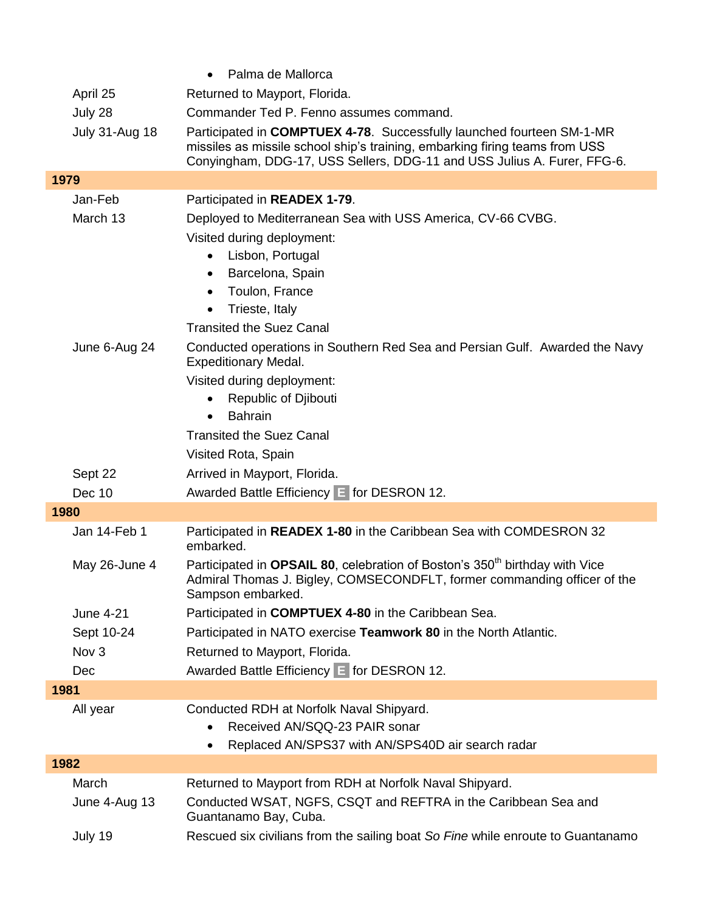- Palma de Mallorca

| | |
|---|---|
| April 25 | Returned to Mayport, Florida. |
| July 28 | Commander Ted P. Fenno assumes command. |
| July 31-Aug 18 | Participated in **COMPTUEX 4-78**. Successfully launched fourteen SM-1-MR missiles as missile school ship's training, embarking firing teams from USS Conyingham, DDG-17, USS Sellers, DDG-11 and USS Julius A. Furer, FFG-6. |
| **1979** | |
| Jan-Feb | Participated in **READEX 1-79**. |
| March 13 | Deployed to Mediterranean Sea with USS America, CV-66 CVBG.<br>Visited during deployment:<br>• Lisbon, Portugal<br>• Barcelona, Spain<br>• Toulon, France<br>• Trieste, Italy<br>Transited the Suez Canal |
| June 6-Aug 24 | Conducted operations in Southern Red Sea and Persian Gulf. Awarded the Navy Expeditionary Medal.<br>Visited during deployment:<br>• Republic of Djibouti<br>• Bahrain<br>Transited the Suez Canal<br>Visited Rota, Spain |
| Sept 22 | Arrived in Mayport, Florida. |
| Dec 10 | Awarded Battle Efficiency E for DESRON 12. |
| **1980** | |
| Jan 14-Feb 1 | Participated in **READEX 1-80** in the Caribbean Sea with COMDESRON 32 embarked. |
| May 26-June 4 | Participated in **OPSAIL 80**, celebration of Boston's 350th birthday with Vice Admiral Thomas J. Bigley, COMSECONDFLT, former commanding officer of the Sampson embarked. |
| June 4-21 | Participated in **COMPTUEX 4-80** in the Caribbean Sea. |
| Sept 10-24 | Participated in NATO exercise **Teamwork 80** in the North Atlantic. |
| Nov 3 | Returned to Mayport, Florida. |
| Dec | Awarded Battle Efficiency E for DESRON 12. |
| **1981** | |
| All year | Conducted RDH at Norfolk Naval Shipyard.<br>• Received AN/SQQ-23 PAIR sonar<br>• Replaced AN/SPS37 with AN/SPS40D air search radar |
| **1982** | |
| March | Returned to Mayport from RDH at Norfolk Naval Shipyard. |
| June 4-Aug 13 | Conducted WSAT, NGFS, CSQT and REFTRA in the Caribbean Sea and Guantanamo Bay, Cuba. |
| July 19 | Rescued six civilians from the sailing boat *So Fine* while enroute to Guantanamo |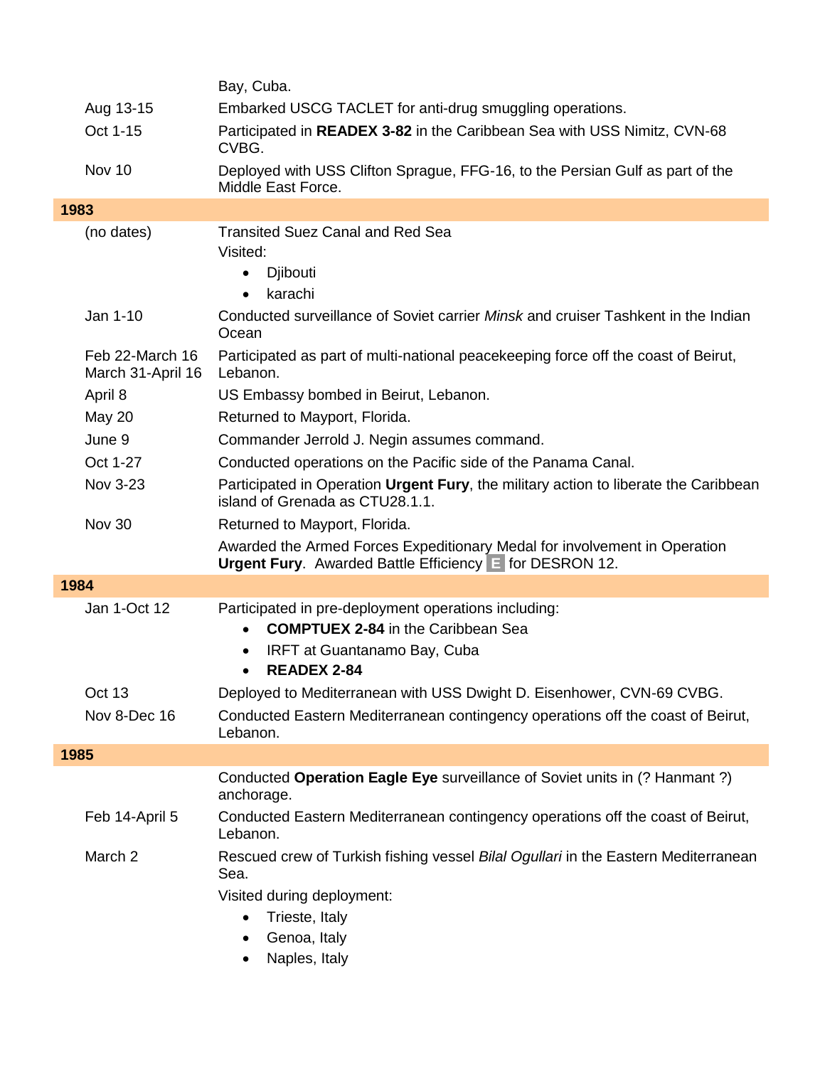| | |
|---|---|
| | Bay, Cuba. |
| Aug 13-15 | Embarked USCG TACLET for anti-drug smuggling operations. |
| Oct 1-15 | Participated in **READEX 3-82** in the Caribbean Sea with USS Nimitz, CVN-68 CVBG. |
| Nov 10 | Deployed with USS Clifton Sprague, FFG-16, to the Persian Gulf as part of the Middle East Force. |
| **1983** | |
| (no dates) | Transited Suez Canal and Red Sea<br>Visited:<br>• Djibouti<br>• karachi |
| Jan 1-10 | Conducted surveillance of Soviet carrier *Minsk* and cruiser Tashkent in the Indian Ocean |
| Feb 22-March 16<br>March 31-April 16 | Participated as part of multi-national peacekeeping force off the coast of Beirut, Lebanon. |
| April 8 | US Embassy bombed in Beirut, Lebanon. |
| May 20 | Returned to Mayport, Florida. |
| June 9 | Commander Jerrold J. Negin assumes command. |
| Oct 1-27 | Conducted operations on the Pacific side of the Panama Canal. |
| Nov 3-23 | Participated in Operation **Urgent Fury**, the military action to liberate the Caribbean island of Grenada as CTU28.1.1. |
| Nov 30 | Returned to Mayport, Florida. |
| | Awarded the Armed Forces Expeditionary Medal for involvement in Operation **Urgent Fury**. Awarded Battle Efficiency E for DESRON 12. |
| **1984** | |
| Jan 1-Oct 12 | Participated in pre-deployment operations including:<br>• **COMPTUEX 2-84** in the Caribbean Sea<br>• IRFT at Guantanamo Bay, Cuba<br>• **READEX 2-84** |
| Oct 13 | Deployed to Mediterranean with USS Dwight D. Eisenhower, CVN-69 CVBG. |
| Nov 8-Dec 16 | Conducted Eastern Mediterranean contingency operations off the coast of Beirut, Lebanon. |
| **1985** | |
| | Conducted **Operation Eagle Eye** surveillance of Soviet units in (? Hanmant ?) anchorage. |
| Feb 14-April 5 | Conducted Eastern Mediterranean contingency operations off the coast of Beirut, Lebanon. |
| March 2 | Rescued crew of Turkish fishing vessel *Bilal Ogullari* in the Eastern Mediterranean Sea. |
| | Visited during deployment:<br>• Trieste, Italy<br>• Genoa, Italy<br>• Naples, Italy |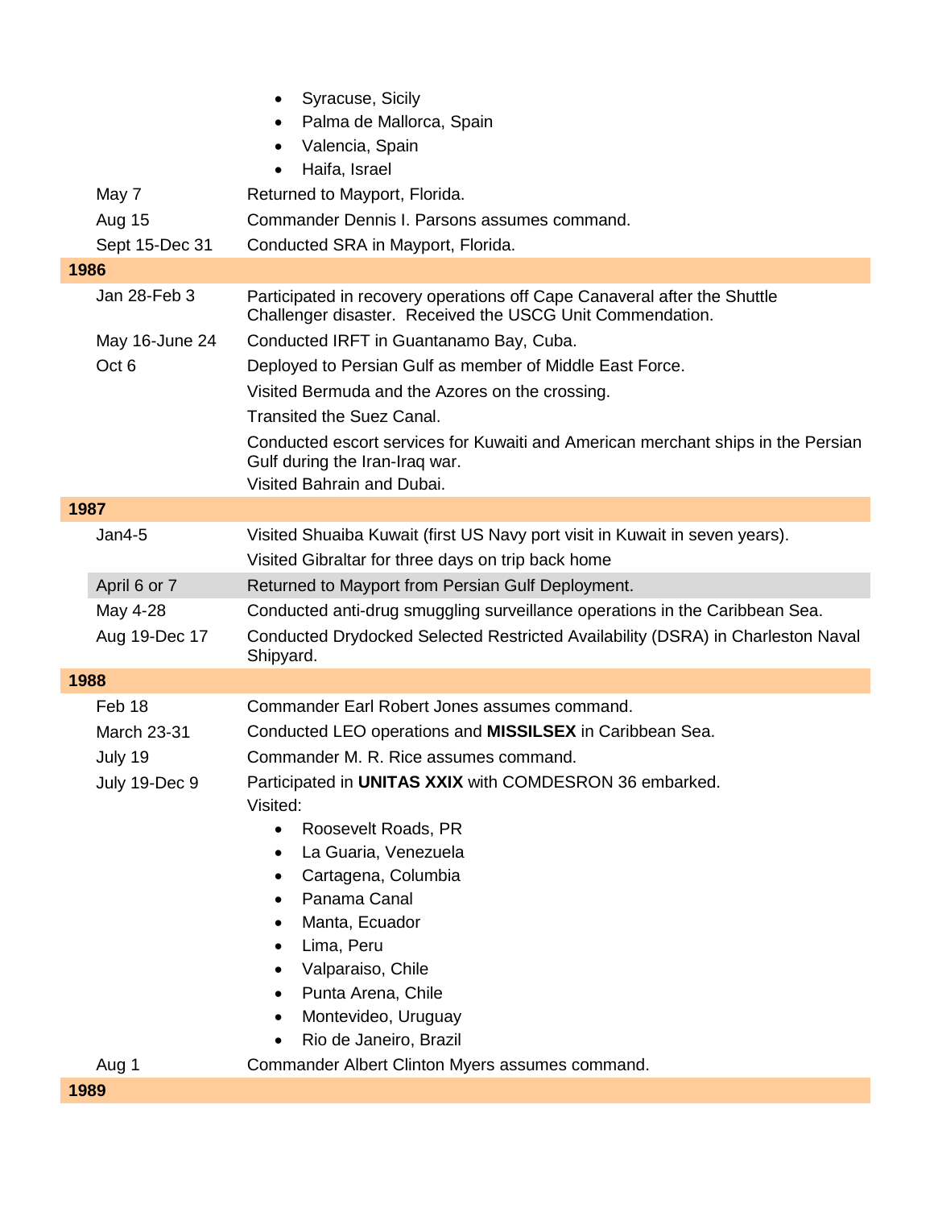| | |
|---|---|
| | • Syracuse, Sicily<br>• Palma de Mallorca, Spain<br>• Valencia, Spain<br>• Haifa, Israel |
| May 7 | Returned to Mayport, Florida. |
| Aug 15 | Commander Dennis I. Parsons assumes command. |
| Sept 15-Dec 31 | Conducted SRA in Mayport, Florida. |
| **1986** | |
| Jan 28-Feb 3 | Participated in recovery operations off Cape Canaveral after the Shuttle Challenger disaster. Received the USCG Unit Commendation. |
| May 16-June 24 | Conducted IRFT in Guantanamo Bay, Cuba. |
| Oct 6 | Deployed to Persian Gulf as member of Middle East Force. |
| | Visited Bermuda and the Azores on the crossing. |
| | Transited the Suez Canal. |
| | Conducted escort services for Kuwaiti and American merchant ships in the Persian Gulf during the Iran-Iraq war.<br>Visited Bahrain and Dubai. |
| **1987** | |
| Jan4-5 | Visited Shuaiba Kuwait (first US Navy port visit in Kuwait in seven years). |
| | Visited Gibraltar for three days on trip back home |
| April 6 or 7 | Returned to Mayport from Persian Gulf Deployment. |
| May 4-28 | Conducted anti-drug smuggling surveillance operations in the Caribbean Sea. |
| Aug 19-Dec 17 | Conducted Drydocked Selected Restricted Availability (DSRA) in Charleston Naval Shipyard. |
| **1988** | |
| Feb 18 | Commander Earl Robert Jones assumes command. |
| March 23-31 | Conducted LEO operations and **MISSILSEX** in Caribbean Sea. |
| July 19 | Commander M. R. Rice assumes command. |
| July 19-Dec 9 | Participated in **UNITAS XXIX** with COMDESRON 36 embarked.<br>Visited:<br>• Roosevelt Roads, PR<br>• La Guaria, Venezuela<br>• Cartagena, Columbia<br>• Panama Canal<br>• Manta, Ecuador<br>• Lima, Peru<br>• Valparaiso, Chile<br>• Punta Arena, Chile<br>• Montevideo, Uruguay<br>• Rio de Janeiro, Brazil |
| Aug 1 | Commander Albert Clinton Myers assumes command. |
| **1989** | |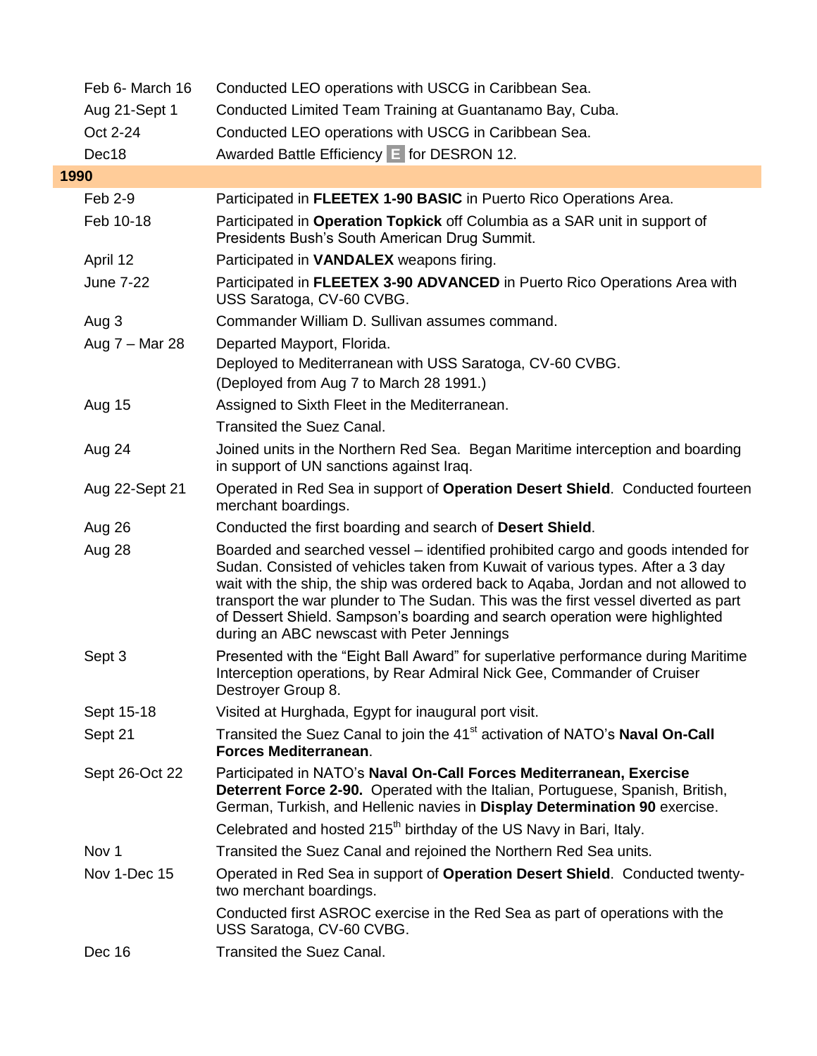| | |
|---|---|
| Feb 6- March 16 | Conducted LEO operations with USCG in Caribbean Sea. |
| Aug 21-Sept 1 | Conducted Limited Team Training at Guantanamo Bay, Cuba. |
| Oct 2-24 | Conducted LEO operations with USCG in Caribbean Sea. |
| Dec18 | Awarded Battle Efficiency **E** for DESRON 12. |
| **1990** | |
| Feb 2-9 | Participated in **FLEETEX 1-90 BASIC** in Puerto Rico Operations Area. |
| Feb 10-18 | Participated in **Operation Topkick** off Columbia as a SAR unit in support of Presidents Bush's South American Drug Summit. |
| April 12 | Participated in **VANDALEX** weapons firing. |
| June 7-22 | Participated in **FLEETEX 3-90 ADVANCED** in Puerto Rico Operations Area with USS Saratoga, CV-60 CVBG. |
| Aug 3 | Commander William D. Sullivan assumes command. |
| Aug 7 – Mar 28 | Departed Mayport, Florida.<br>Deployed to Mediterranean with USS Saratoga, CV-60 CVBG.<br>(Deployed from Aug 7 to March 28 1991.) |
| Aug 15 | Assigned to Sixth Fleet in the Mediterranean.<br>Transited the Suez Canal. |
| Aug 24 | Joined units in the Northern Red Sea. Began Maritime interception and boarding in support of UN sanctions against Iraq. |
| Aug 22-Sept 21 | Operated in Red Sea in support of **Operation Desert Shield**. Conducted fourteen merchant boardings. |
| Aug 26 | Conducted the first boarding and search of **Desert Shield**. |
| Aug 28 | Boarded and searched vessel – identified prohibited cargo and goods intended for Sudan. Consisted of vehicles taken from Kuwait of various types. After a 3 day wait with the ship, the ship was ordered back to Aqaba, Jordan and not allowed to transport the war plunder to The Sudan. This was the first vessel diverted as part of Dessert Shield. Sampson's boarding and search operation were highlighted during an ABC newscast with Peter Jennings |
| Sept 3 | Presented with the "Eight Ball Award" for superlative performance during Maritime Interception operations, by Rear Admiral Nick Gee, Commander of Cruiser Destroyer Group 8. |
| Sept 15-18 | Visited at Hurghada, Egypt for inaugural port visit. |
| Sept 21 | Transited the Suez Canal to join the 41st activation of NATO's **Naval On-Call Forces Mediterranean**. |
| Sept 26-Oct 22 | Participated in NATO's **Naval On-Call Forces Mediterranean, Exercise Deterrent Force 2-90.** Operated with the Italian, Portuguese, Spanish, British, German, Turkish, and Hellenic navies in **Display Determination 90** exercise.<br>Celebrated and hosted 215th birthday of the US Navy in Bari, Italy. |
| Nov 1 | Transited the Suez Canal and rejoined the Northern Red Sea units. |
| Nov 1-Dec 15 | Operated in Red Sea in support of **Operation Desert Shield**. Conducted twenty-two merchant boardings.<br>Conducted first ASROC exercise in the Red Sea as part of operations with the USS Saratoga, CV-60 CVBG. |
| Dec 16 | Transited the Suez Canal. |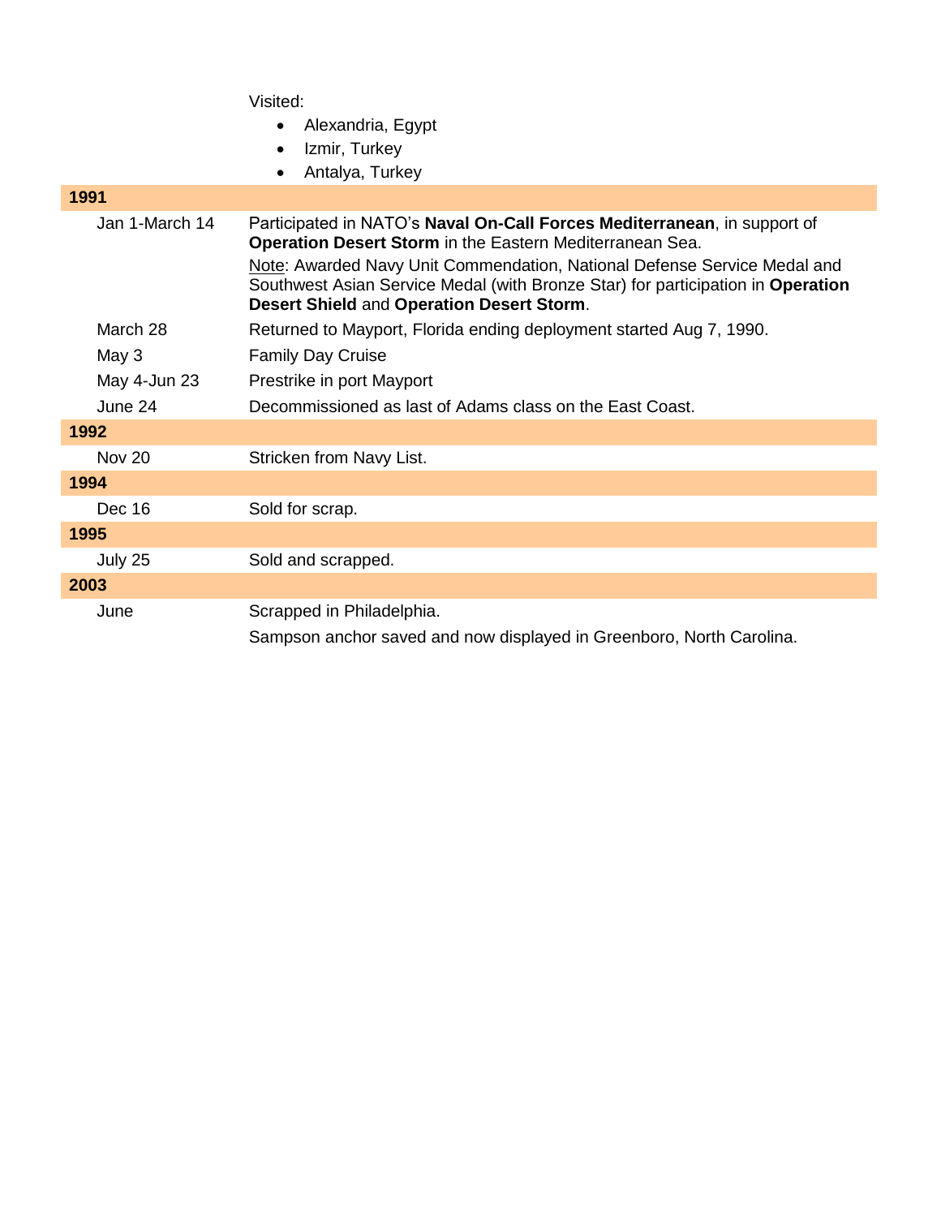| | |
|---|---|
| | Visited:<br>• Alexandria, Egypt<br>• Izmir, Turkey<br>• Antalya, Turkey |
| **1991** | |
| Jan 1-March 14 | Participated in NATO's **Naval On-Call Forces Mediterranean**, in support of **Operation Desert Storm** in the Eastern Mediterranean Sea.<br>Note: Awarded Navy Unit Commendation, National Defense Service Medal and Southwest Asian Service Medal (with Bronze Star) for participation in **Operation Desert Shield** and **Operation Desert Storm**. |
| March 28 | Returned to Mayport, Florida ending deployment started Aug 7, 1990. |
| May 3 | Family Day Cruise |
| May 4-Jun 23 | Prestrike in port Mayport |
| June 24 | Decommissioned as last of Adams class on the East Coast. |
| **1992** | |
| Nov 20 | Stricken from Navy List. |
| **1994** | |
| Dec 16 | Sold for scrap. |
| **1995** | |
| July 25 | Sold and scrapped. |
| **2003** | |
| June | Scrapped in Philadelphia.<br>Sampson anchor saved and now displayed in Greenboro, North Carolina. |